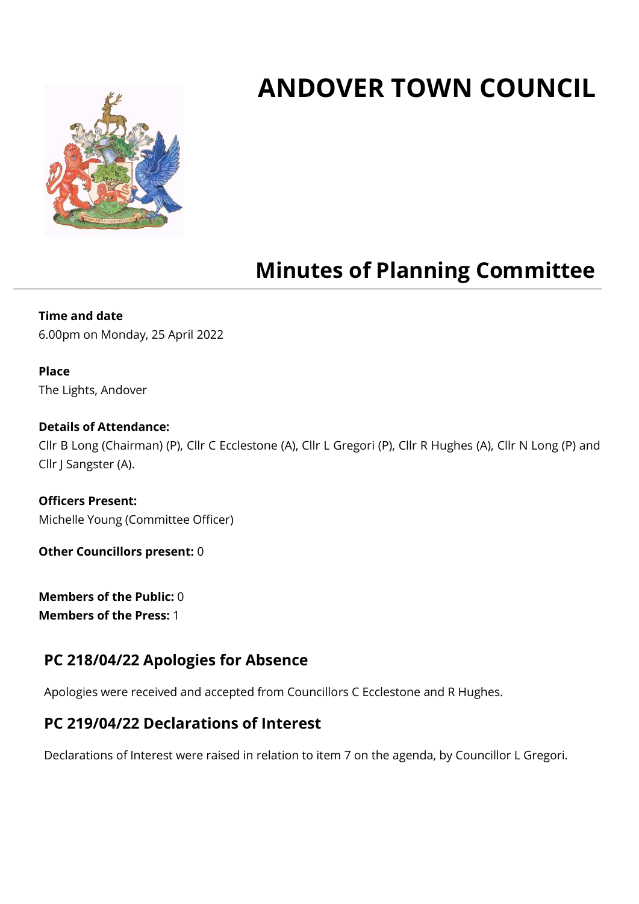# ANDOVER TOWN COUNCIL

## Minutes of Planning Committee

**Time and date**
6.00pm on Monday, 25 April 2022

**Place**
The Lights, Andover

**Details of Attendance:**
Cllr B Long (Chairman) (P), Cllr C Ecclestone (A), Cllr L Gregori (P), Cllr R Hughes (A), Cllr N Long (P) and Cllr J Sangster (A).

**Officers Present:**
Michelle Young (Committee Officer)

**Other Councillors present:** 0

**Members of the Public:** 0
**Members of the Press:** 1

### PC 218/04/22 Apologies for Absence

Apologies were received and accepted from Councillors C Ecclestone and R Hughes.

### PC 219/04/22 Declarations of Interest

Declarations of Interest were raised in relation to item 7 on the agenda, by Councillor L Gregori.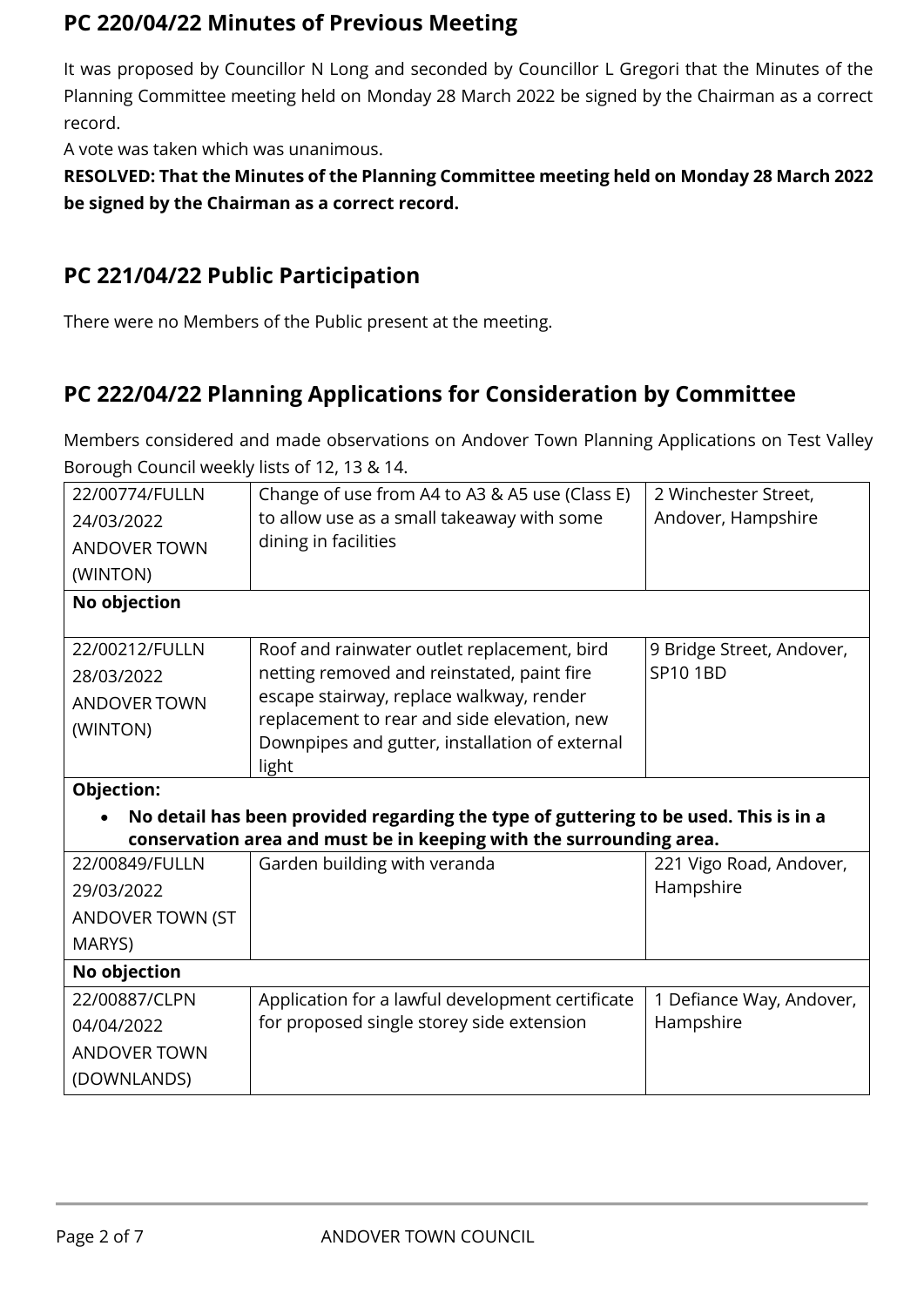## PC 220/04/22 Minutes of Previous Meeting

It was proposed by Councillor N Long and seconded by Councillor L Gregori that the Minutes of the Planning Committee meeting held on Monday 28 March 2022 be signed by the Chairman as a correct record.
A vote was taken which was unanimous.

**RESOLVED: That the Minutes of the Planning Committee meeting held on Monday 28 March 2022 be signed by the Chairman as a correct record.**

## PC 221/04/22 Public Participation

There were no Members of the Public present at the meeting.

## PC 222/04/22 Planning Applications for Consideration by Committee

Members considered and made observations on Andover Town Planning Applications on Test Valley Borough Council weekly lists of 12, 13 & 14.

| | | |
|---|---|---|
| 22/00774/FULLN<br>24/03/2022<br>ANDOVER TOWN<br>(WINTON) | Change of use from A4 to A3 & A5 use (Class E) to allow use as a small takeaway with some dining in facilities | 2 Winchester Street, Andover, Hampshire |
| **No objection** | | |
| 22/00212/FULLN<br>28/03/2022<br>ANDOVER TOWN<br>(WINTON) | Roof and rainwater outlet replacement, bird netting removed and reinstated, paint fire escape stairway, replace walkway, render replacement to rear and side elevation, new Downpipes and gutter, installation of external light | 9 Bridge Street, Andover, SP10 1BD |
| **Objection:**<br>• **No detail has been provided regarding the type of guttering to be used. This is in a conservation area and must be in keeping with the surrounding area.** | | |
| 22/00849/FULLN<br>29/03/2022<br>ANDOVER TOWN (ST MARYS) | Garden building with veranda | 221 Vigo Road, Andover, Hampshire |
| **No objection** | | |
| 22/00887/CLPN<br>04/04/2022<br>ANDOVER TOWN<br>(DOWNLANDS) | Application for a lawful development certificate for proposed single storey side extension | 1 Defiance Way, Andover, Hampshire |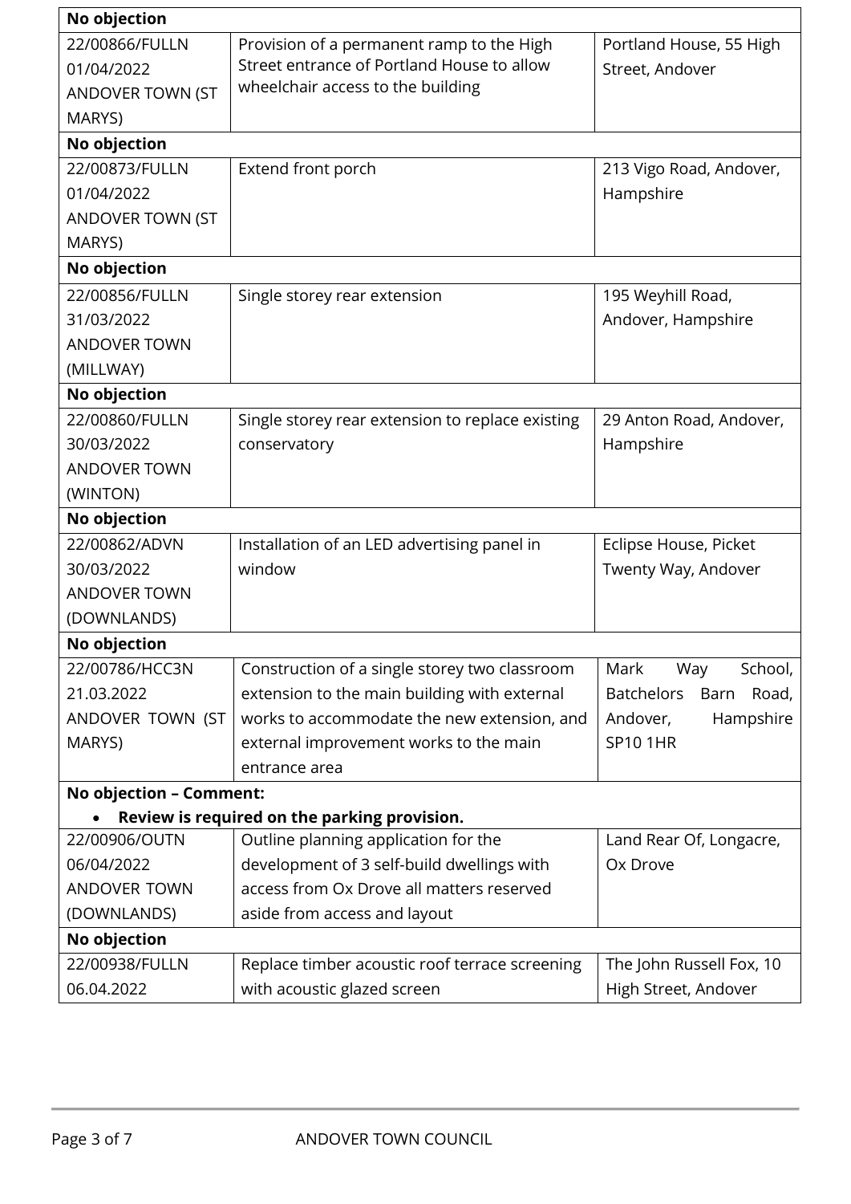| No objection | | |
|---|---|---|
| 22/00866/FULLN<br>01/04/2022<br>ANDOVER TOWN (ST MARYS) | Provision of a permanent ramp to the High Street entrance of Portland House to allow wheelchair access to the building | Portland House, 55 High Street, Andover |
| **No objection** | | |
| 22/00873/FULLN<br>01/04/2022<br>ANDOVER TOWN (ST MARYS) | Extend front porch | 213 Vigo Road, Andover, Hampshire |
| **No objection** | | |
| 22/00856/FULLN<br>31/03/2022<br>ANDOVER TOWN (MILLWAY) | Single storey rear extension | 195 Weyhill Road, Andover, Hampshire |
| **No objection** | | |
| 22/00860/FULLN<br>30/03/2022<br>ANDOVER TOWN (WINTON) | Single storey rear extension to replace existing conservatory | 29 Anton Road, Andover, Hampshire |
| **No objection** | | |
| 22/00862/ADVN<br>30/03/2022<br>ANDOVER TOWN (DOWNLANDS) | Installation of an LED advertising panel in window | Eclipse House, Picket Twenty Way, Andover |
| **No objection** | | |
| 22/00786/HCC3N<br>21.03.2022<br>ANDOVER TOWN (ST MARYS) | Construction of a single storey two classroom extension to the main building with external works to accommodate the new extension, and external improvement works to the main entrance area | Mark Way School, Batchelors Barn Road, Andover, Hampshire SP10 1HR |
| **No objection – Comment:**<br>• **Review is required on the parking provision.** | | |
| 22/00906/OUTN<br>06/04/2022<br>ANDOVER TOWN (DOWNLANDS) | Outline planning application for the development of 3 self-build dwellings with access from Ox Drove all matters reserved aside from access and layout | Land Rear Of, Longacre, Ox Drove |
| **No objection** | | |
| 22/00938/FULLN<br>06.04.2022 | Replace timber acoustic roof terrace screening with acoustic glazed screen | The John Russell Fox, 10 High Street, Andover |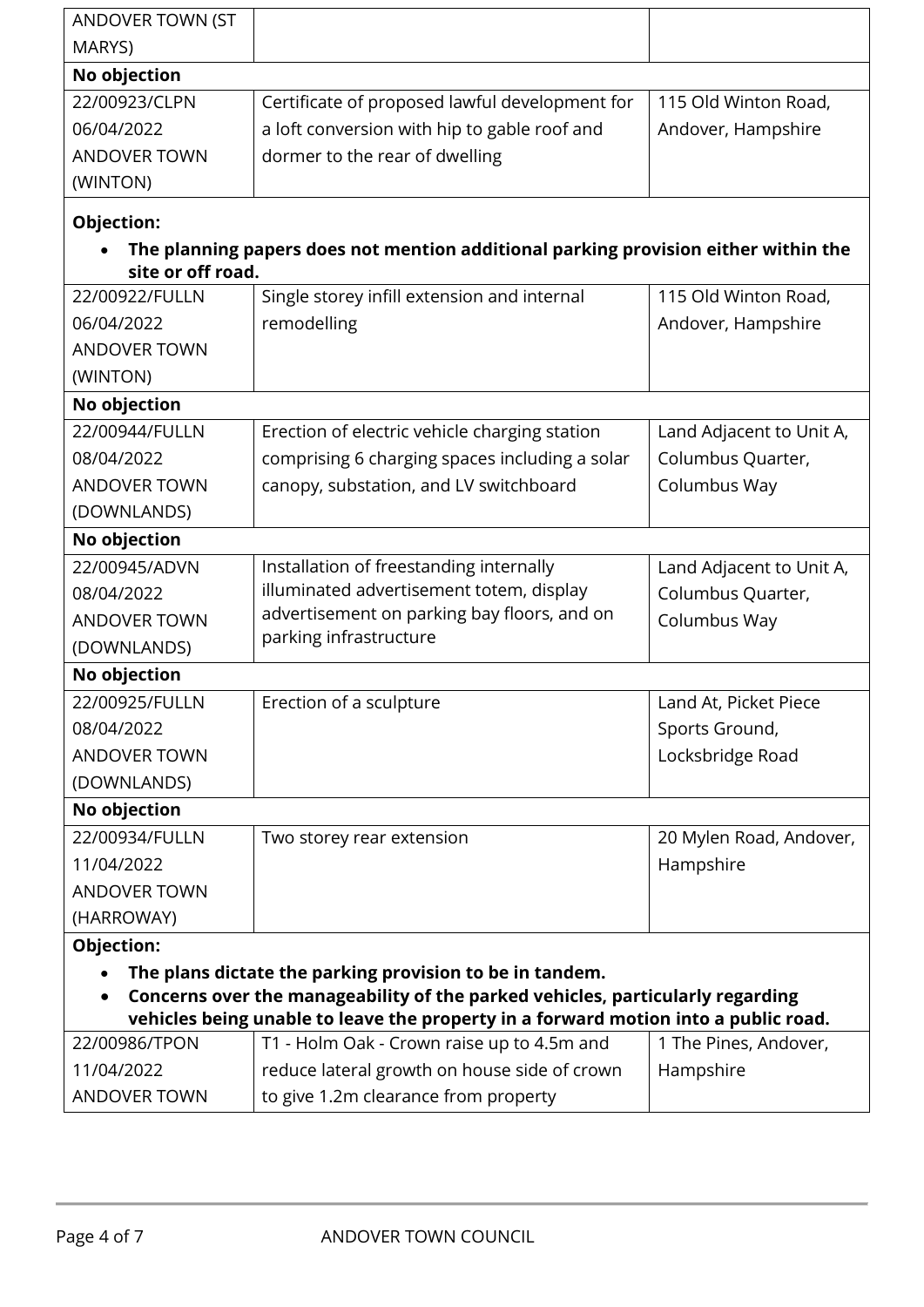| | | |
|---|---|---|
| ANDOVER TOWN (ST MARYS) | | |
| **No objection** | | |
| 22/00923/CLPN<br>06/04/2022<br>ANDOVER TOWN (WINTON) | Certificate of proposed lawful development for a loft conversion with hip to gable roof and dormer to the rear of dwelling | 115 Old Winton Road, Andover, Hampshire |
| **Objection:**<br>• **The planning papers does not mention additional parking provision either within the site or off road.** | | |
| 22/00922/FULLN<br>06/04/2022<br>ANDOVER TOWN (WINTON) | Single storey infill extension and internal remodelling | 115 Old Winton Road, Andover, Hampshire |
| **No objection** | | |
| 22/00944/FULLN<br>08/04/2022<br>ANDOVER TOWN (DOWNLANDS) | Erection of electric vehicle charging station comprising 6 charging spaces including a solar canopy, substation, and LV switchboard | Land Adjacent to Unit A, Columbus Quarter, Columbus Way |
| **No objection** | | |
| 22/00945/ADVN<br>08/04/2022<br>ANDOVER TOWN (DOWNLANDS) | Installation of freestanding internally illuminated advertisement totem, display advertisement on parking bay floors, and on parking infrastructure | Land Adjacent to Unit A, Columbus Quarter, Columbus Way |
| **No objection** | | |
| 22/00925/FULLN<br>08/04/2022<br>ANDOVER TOWN (DOWNLANDS) | Erection of a sculpture | Land At, Picket Piece Sports Ground, Locksbridge Road |
| **No objection** | | |
| 22/00934/FULLN<br>11/04/2022<br>ANDOVER TOWN (HARROWAY) | Two storey rear extension | 20 Mylen Road, Andover, Hampshire |
| **Objection:**<br>• **The plans dictate the parking provision to be in tandem.**<br>• **Concerns over the manageability of the parked vehicles, particularly regarding vehicles being unable to leave the property in a forward motion into a public road.** | | |
| 22/00986/TPON<br>11/04/2022<br>ANDOVER TOWN | T1 - Holm Oak - Crown raise up to 4.5m and reduce lateral growth on house side of crown to give 1.2m clearance from property | 1 The Pines, Andover, Hampshire |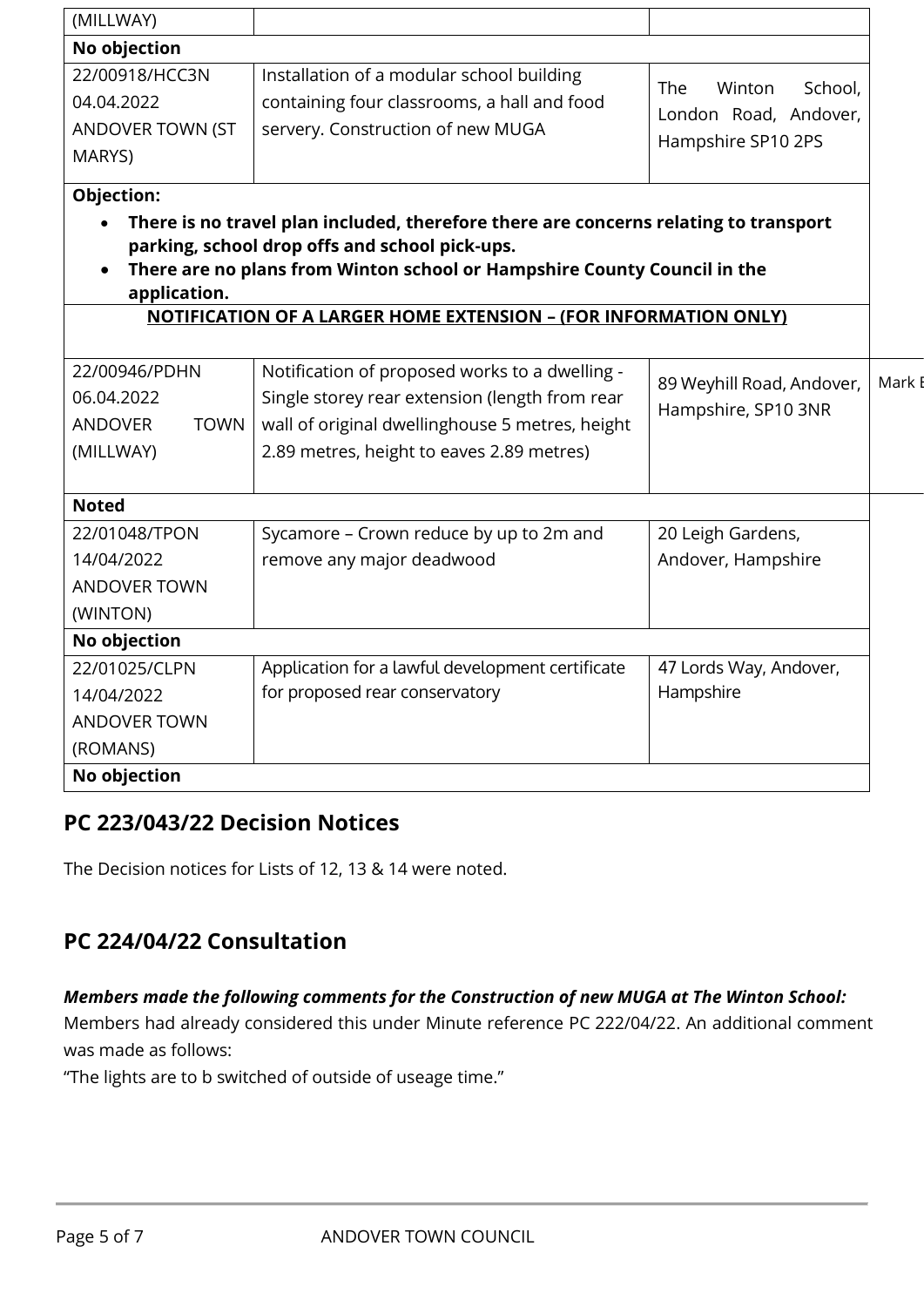| | | |
|---|---|---|
| (MILLWAY) | | |
| **No objection** | | |
| 22/00918/HCC3N<br>04.04.2022<br>ANDOVER TOWN (ST MARYS) | Installation of a modular school building containing four classrooms, a hall and food servery. Construction of new MUGA | The Winton School, London Road, Andover, Hampshire SP10 2PS |
| **Objection:**<br>• **There is no travel plan included, therefore there are concerns relating to transport parking, school drop offs and school pick-ups.**<br>• **There are no plans from Winton school or Hampshire County Council in the application.** | | |
| **NOTIFICATION OF A LARGER HOME EXTENSION – (FOR INFORMATION ONLY)** | | |
| 22/00946/PDHN<br>06.04.2022<br>ANDOVER TOWN (MILLWAY) | Notification of proposed works to a dwelling - Single storey rear extension (length from rear wall of original dwellinghouse 5 metres, height 2.89 metres, height to eaves 2.89 metres) | 89 Weyhill Road, Andover, Hampshire, SP10 3NR |
| **Noted** | | |
| 22/01048/TPON<br>14/04/2022<br>ANDOVER TOWN (WINTON) | Sycamore – Crown reduce by up to 2m and remove any major deadwood | 20 Leigh Gardens, Andover, Hampshire |
| **No objection** | | |
| 22/01025/CLPN<br>14/04/2022<br>ANDOVER TOWN (ROMANS) | Application for a lawful development certificate for proposed rear conservatory | 47 Lords Way, Andover, Hampshire |
| **No objection** | | |

## PC 223/043/22 Decision Notices

The Decision notices for Lists of 12, 13 & 14 were noted.

## PC 224/04/22 Consultation

***Members made the following comments for the Construction of new MUGA at The Winton School:***

Members had already considered this under Minute reference PC 222/04/22. An additional comment was made as follows:

"The lights are to b switched of outside of useage time."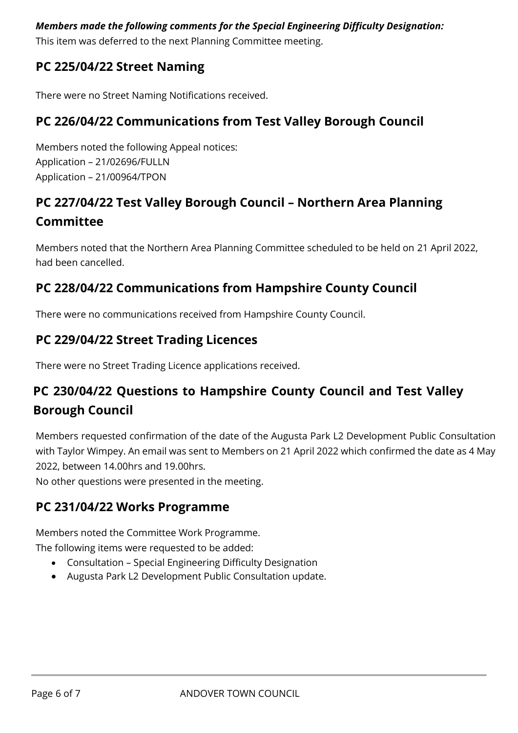***Members made the following comments for the Special Engineering Difficulty Designation:***
This item was deferred to the next Planning Committee meeting.

## PC 225/04/22 Street Naming

There were no Street Naming Notifications received.

## PC 226/04/22 Communications from Test Valley Borough Council

Members noted the following Appeal notices:
Application – 21/02696/FULLN
Application – 21/00964/TPON

## PC 227/04/22 Test Valley Borough Council – Northern Area Planning Committee

Members noted that the Northern Area Planning Committee scheduled to be held on 21 April 2022, had been cancelled.

## PC 228/04/22 Communications from Hampshire County Council

There were no communications received from Hampshire County Council.

## PC 229/04/22 Street Trading Licences

There were no Street Trading Licence applications received.

## PC 230/04/22 Questions to Hampshire County Council and Test Valley Borough Council

Members requested confirmation of the date of the Augusta Park L2 Development Public Consultation with Taylor Wimpey. An email was sent to Members on 21 April 2022 which confirmed the date as 4 May 2022, between 14.00hrs and 19.00hrs.
No other questions were presented in the meeting.

## PC 231/04/22 Works Programme

Members noted the Committee Work Programme.
The following items were requested to be added:

- Consultation – Special Engineering Difficulty Designation
- Augusta Park L2 Development Public Consultation update.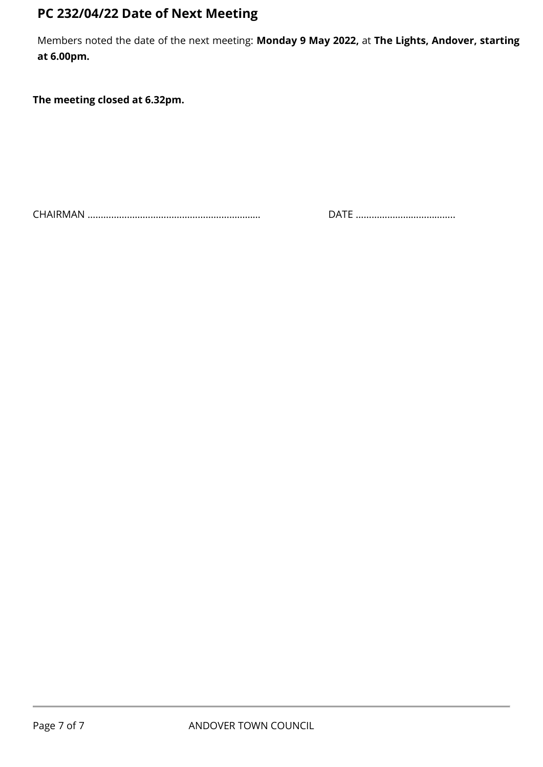## PC 232/04/22 Date of Next Meeting

Members noted the date of the next meeting: **Monday 9 May 2022,** at **The Lights, Andover, starting at 6.00pm.**

**The meeting closed at 6.32pm.**

CHAIRMAN .................................................................. DATE ......................................